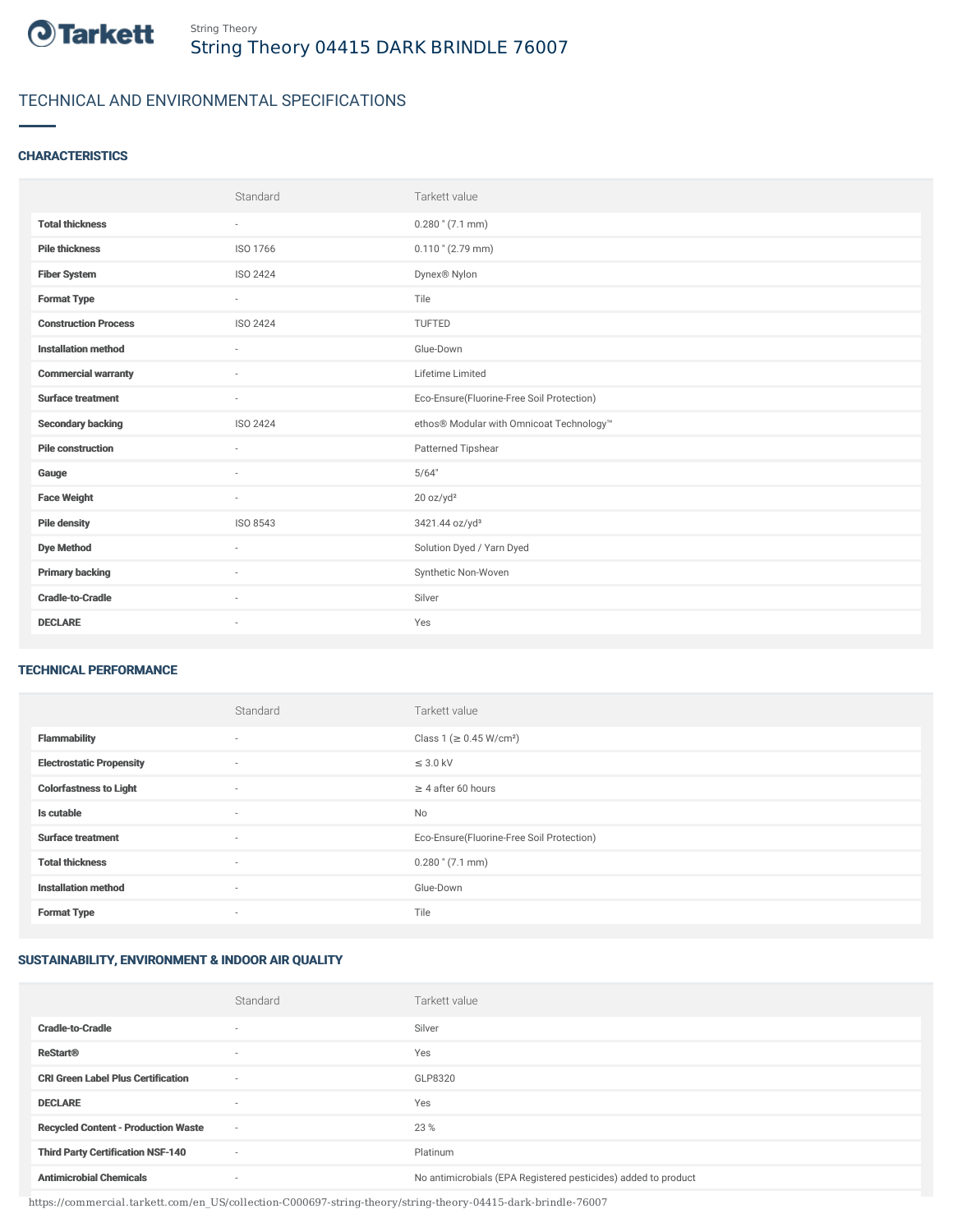# Tarkett

String Theory

## String Theory 04415 DARK BRINDLE 76007

## TECHNICAL AND ENVIRONMENTAL SPECIFICATIONS

### CHARACTERISTICS

| | Standard | Tarkett value |
|---|---|---|
| **Total thickness** | - | 0.280 " (7.1 mm) |
| **Pile thickness** | ISO 1766 | 0.110 " (2.79 mm) |
| **Fiber System** | ISO 2424 | Dynex® Nylon |
| **Format Type** | - | Tile |
| **Construction Process** | ISO 2424 | TUFTED |
| **Installation method** | - | Glue-Down |
| **Commercial warranty** | - | Lifetime Limited |
| **Surface treatment** | - | Eco-Ensure(Fluorine-Free Soil Protection) |
| **Secondary backing** | ISO 2424 | ethos® Modular with Omnicoat Technology™ |
| **Pile construction** | - | Patterned Tipshear |
| **Gauge** | - | 5/64" |
| **Face Weight** | - | 20 oz/yd² |
| **Pile density** | ISO 8543 | 3421.44 oz/yd³ |
| **Dye Method** | - | Solution Dyed / Yarn Dyed |
| **Primary backing** | - | Synthetic Non-Woven |
| **Cradle-to-Cradle** | - | Silver |
| **DECLARE** | - | Yes |

### TECHNICAL PERFORMANCE

| | Standard | Tarkett value |
|---|---|---|
| **Flammability** | - | Class 1 (≥ 0.45 W/cm²) |
| **Electrostatic Propensity** | - | ≤ 3.0 kV |
| **Colorfastness to Light** | - | ≥ 4 after 60 hours |
| **Is cutable** | - | No |
| **Surface treatment** | - | Eco-Ensure(Fluorine-Free Soil Protection) |
| **Total thickness** | - | 0.280 " (7.1 mm) |
| **Installation method** | - | Glue-Down |
| **Format Type** | - | Tile |

### SUSTAINABILITY, ENVIRONMENT & INDOOR AIR QUALITY

| | Standard | Tarkett value |
|---|---|---|
| **Cradle-to-Cradle** | - | Silver |
| **ReStart®** | - | Yes |
| **CRI Green Label Plus Certification** | - | GLP8320 |
| **DECLARE** | - | Yes |
| **Recycled Content - Production Waste** | - | 23 % |
| **Third Party Certification NSF-140** | - | Platinum |
| **Antimicrobial Chemicals** | - | No antimicrobials (EPA Registered pesticides) added to product |

https://commercial.tarkett.com/en_US/collection-C000697-string-theory/string-theory-04415-dark-brindle-76007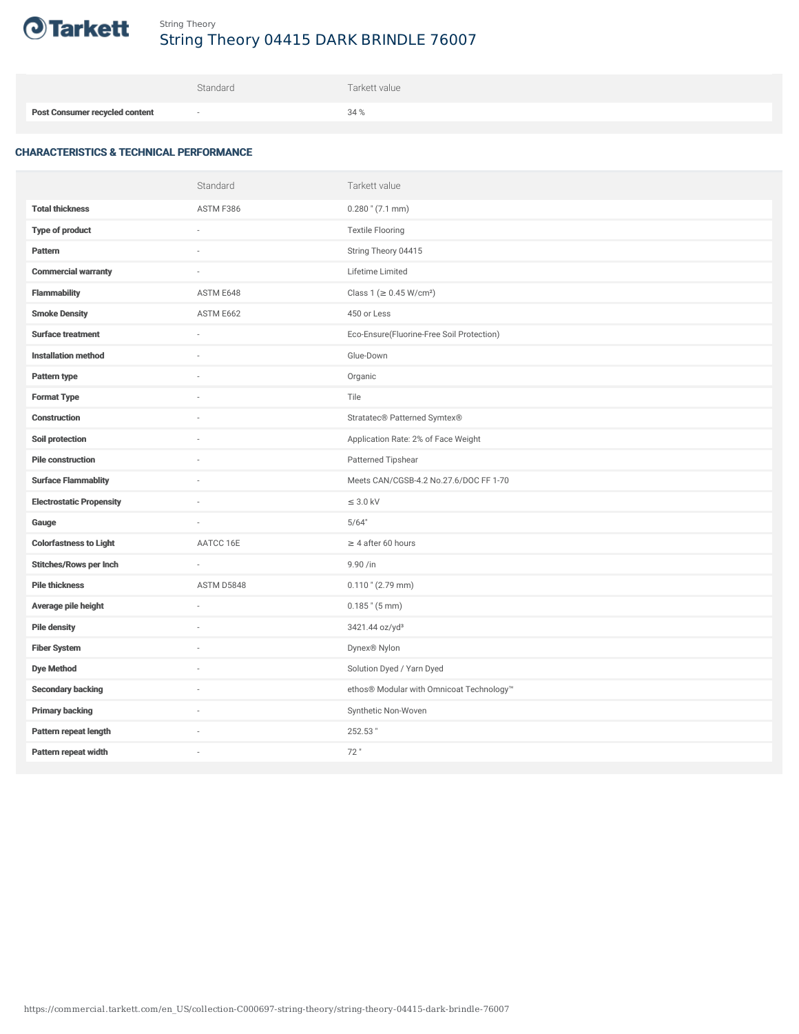String Theory

# String Theory 04415 DARK BRINDLE 76007

| | Standard | Tarkett value |
|---|---|---|
| **Post Consumer recycled content** | - | 34 % |

## CHARACTERISTICS & TECHNICAL PERFORMANCE

| | Standard | Tarkett value |
|---|---|---|
| **Total thickness** | ASTM F386 | 0.280 " (7.1 mm) |
| **Type of product** | - | Textile Flooring |
| **Pattern** | - | String Theory 04415 |
| **Commercial warranty** | - | Lifetime Limited |
| **Flammability** | ASTM E648 | Class 1 (≥ 0.45 W/cm²) |
| **Smoke Density** | ASTM E662 | 450 or Less |
| **Surface treatment** | - | Eco-Ensure(Fluorine-Free Soil Protection) |
| **Installation method** | - | Glue-Down |
| **Pattern type** | - | Organic |
| **Format Type** | - | Tile |
| **Construction** | - | Stratatec® Patterned Symtex® |
| **Soil protection** | - | Application Rate: 2% of Face Weight |
| **Pile construction** | - | Patterned Tipshear |
| **Surface Flammablity** | - | Meets CAN/CGSB-4.2 No.27.6/DOC FF 1-70 |
| **Electrostatic Propensity** | - | ≤ 3.0 kV |
| **Gauge** | - | 5/64" |
| **Colorfastness to Light** | AATCC 16E | ≥ 4 after 60 hours |
| **Stitches/Rows per Inch** | - | 9.90 /in |
| **Pile thickness** | ASTM D5848 | 0.110 " (2.79 mm) |
| **Average pile height** | - | 0.185 " (5 mm) |
| **Pile density** | - | 3421.44 oz/yd³ |
| **Fiber System** | - | Dynex® Nylon |
| **Dye Method** | - | Solution Dyed / Yarn Dyed |
| **Secondary backing** | - | ethos® Modular with Omnicoat Technology™ |
| **Primary backing** | - | Synthetic Non-Woven |
| **Pattern repeat length** | - | 252.53 " |
| **Pattern repeat width** | - | 72 " |

https://commercial.tarkett.com/en_US/collection-C000697-string-theory/string-theory-04415-dark-brindle-76007